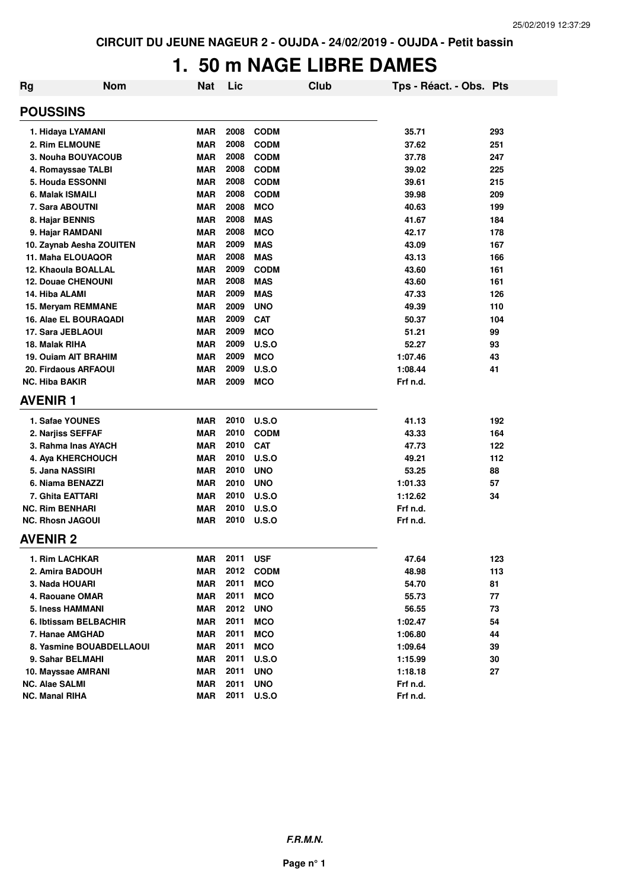**CIRCUIT DU JEUNE NAGEUR 2 - OUJDA - 24/02/2019 - OUJDA - Petit bassin**

# 1. 50 m NAGE LIBRE DAMES

| Rg | Nom | Nat | Lic | Club | Tps - Réact. - Obs. | Pts |
|---|---|---|---|---|---|---|
| **POUSSINS** | | | | | | |
| 1. | Hidaya LYAMANI | MAR | 2008 | CODM | 35.71 | 293 |
| 2. | Rim ELMOUNE | MAR | 2008 | CODM | 37.62 | 251 |
| 3. | Nouha BOUYACOUB | MAR | 2008 | CODM | 37.78 | 247 |
| 4. | Romayssae TALBI | MAR | 2008 | CODM | 39.02 | 225 |
| 5. | Houda ESSONNI | MAR | 2008 | CODM | 39.61 | 215 |
| 6. | Malak ISMAILI | MAR | 2008 | CODM | 39.98 | 209 |
| 7. | Sara ABOUTNI | MAR | 2008 | MCO | 40.63 | 199 |
| 8. | Hajar BENNIS | MAR | 2008 | MAS | 41.67 | 184 |
| 9. | Hajar RAMDANI | MAR | 2008 | MCO | 42.17 | 178 |
| 10. | Zaynab Aesha ZOUITEN | MAR | 2009 | MAS | 43.09 | 167 |
| 11. | Maha ELOUAQOR | MAR | 2008 | MAS | 43.13 | 166 |
| 12. | Khaoula BOALLAL | MAR | 2009 | CODM | 43.60 | 161 |
| 12. | Douae CHENOUNI | MAR | 2008 | MAS | 43.60 | 161 |
| 14. | Hiba ALAMI | MAR | 2009 | MAS | 47.33 | 126 |
| 15. | Meryam REMMANE | MAR | 2009 | UNO | 49.39 | 110 |
| 16. | Alae EL BOURAQADI | MAR | 2009 | CAT | 50.37 | 104 |
| 17. | Sara JEBLAOUI | MAR | 2009 | MCO | 51.21 | 99 |
| 18. | Malak RIHA | MAR | 2009 | U.S.O | 52.27 | 93 |
| 19. | Ouiam AIT BRAHIM | MAR | 2009 | MCO | 1:07.46 | 43 |
| 20. | Firdaous ARFAOUI | MAR | 2009 | U.S.O | 1:08.44 | 41 |
| NC. | Hiba BAKIR | MAR | 2009 | MCO | Frf n.d. | |
| **AVENIR 1** | | | | | | |
| 1. | Safae YOUNES | MAR | 2010 | U.S.O | 41.13 | 192 |
| 2. | Narjiss SEFFAF | MAR | 2010 | CODM | 43.33 | 164 |
| 3. | Rahma Inas AYACH | MAR | 2010 | CAT | 47.73 | 122 |
| 4. | Aya KHERCHOUCH | MAR | 2010 | U.S.O | 49.21 | 112 |
| 5. | Jana NASSIRI | MAR | 2010 | UNO | 53.25 | 88 |
| 6. | Niama BENAZZI | MAR | 2010 | UNO | 1:01.33 | 57 |
| 7. | Ghita EATTARI | MAR | 2010 | U.S.O | 1:12.62 | 34 |
| NC. | Rim BENHARI | MAR | 2010 | U.S.O | Frf n.d. | |
| NC. | Rhosn JAGOUI | MAR | 2010 | U.S.O | Frf n.d. | |
| **AVENIR 2** | | | | | | |
| 1. | Rim LACHKAR | MAR | 2011 | USF | 47.64 | 123 |
| 2. | Amira BADOUH | MAR | 2012 | CODM | 48.98 | 113 |
| 3. | Nada HOUARI | MAR | 2011 | MCO | 54.70 | 81 |
| 4. | Raouane OMAR | MAR | 2011 | MCO | 55.73 | 77 |
| 5. | Iness HAMMANI | MAR | 2012 | UNO | 56.55 | 73 |
| 6. | Ibtissam BELBACHIR | MAR | 2011 | MCO | 1:02.47 | 54 |
| 7. | Hanae AMGHAD | MAR | 2011 | MCO | 1:06.80 | 44 |
| 8. | Yasmine BOUABDELLAOUI | MAR | 2011 | MCO | 1:09.64 | 39 |
| 9. | Sahar BELMAHI | MAR | 2011 | U.S.O | 1:15.99 | 30 |
| 10. | Mayssae AMRANI | MAR | 2011 | UNO | 1:18.18 | 27 |
| NC. | Alae SALMI | MAR | 2011 | UNO | Frf n.d. | |
| NC. | Manal RIHA | MAR | 2011 | U.S.O | Frf n.d. | |

***F.R.M.N.***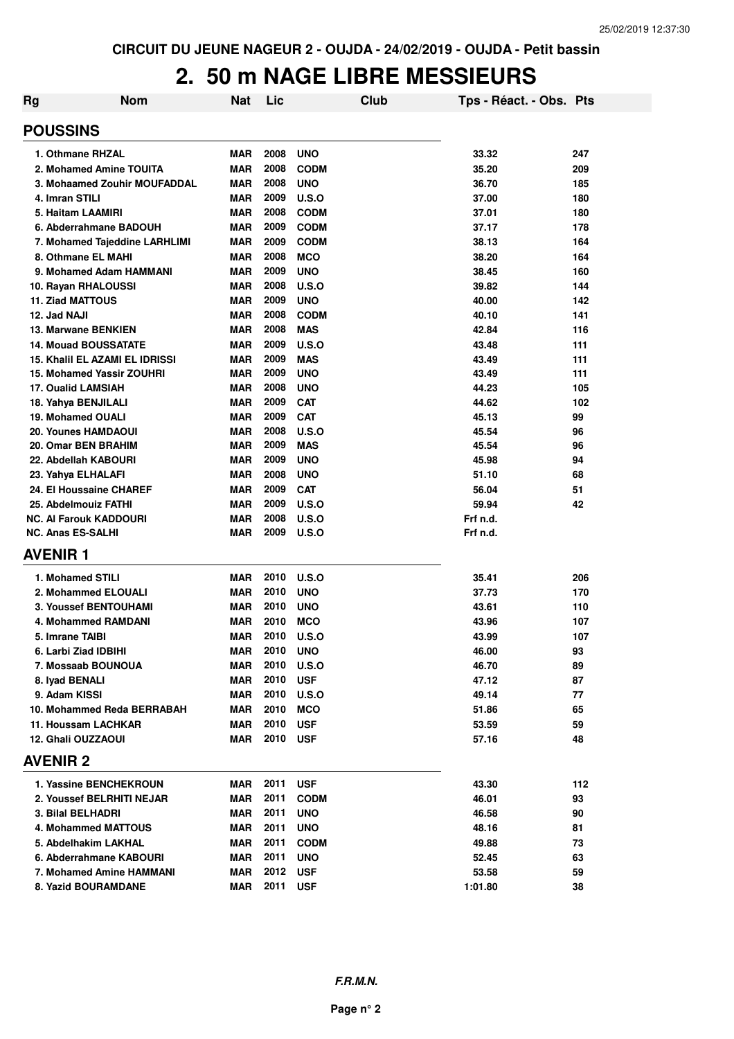CIRCUIT DU JEUNE NAGEUR 2 - OUJDA - 24/02/2019 - OUJDA - Petit bassin

# 2. 50 m NAGE LIBRE MESSIEURS

| Rg | Nom | Nat | Lic | Club | Tps - Réact. - Obs. | Pts |
|---|---|---|---|---|---|---|
| **POUSSINS** | | | | | | |
| 1. Othmane RHZAL | | MAR | 2008 | UNO | 33.32 | 247 |
| 2. Mohamed Amine TOUITA | | MAR | 2008 | CODM | 35.20 | 209 |
| 3. Mohaamed Zouhir MOUFADDAL | | MAR | 2008 | UNO | 36.70 | 185 |
| 4. Imran STILI | | MAR | 2009 | U.S.O | 37.00 | 180 |
| 5. Haitam LAAMIRI | | MAR | 2008 | CODM | 37.01 | 180 |
| 6. Abderrahmane BADOUH | | MAR | 2009 | CODM | 37.17 | 178 |
| 7. Mohamed Tajeddine LARHLIMI | | MAR | 2009 | CODM | 38.13 | 164 |
| 8. Othmane EL MAHI | | MAR | 2008 | MCO | 38.20 | 164 |
| 9. Mohamed Adam HAMMANI | | MAR | 2009 | UNO | 38.45 | 160 |
| 10. Rayan RHALOUSSI | | MAR | 2008 | U.S.O | 39.82 | 144 |
| 11. Ziad MATTOUS | | MAR | 2009 | UNO | 40.00 | 142 |
| 12. Jad NAJI | | MAR | 2008 | CODM | 40.10 | 141 |
| 13. Marwane BENKIEN | | MAR | 2008 | MAS | 42.84 | 116 |
| 14. Mouad BOUSSATATE | | MAR | 2009 | U.S.O | 43.48 | 111 |
| 15. Khalil EL AZAMI EL IDRISSI | | MAR | 2009 | MAS | 43.49 | 111 |
| 15. Mohamed Yassir ZOUHRI | | MAR | 2009 | UNO | 43.49 | 111 |
| 17. Oualid LAMSIAH | | MAR | 2008 | UNO | 44.23 | 105 |
| 18. Yahya BENJILALI | | MAR | 2009 | CAT | 44.62 | 102 |
| 19. Mohamed OUALI | | MAR | 2009 | CAT | 45.13 | 99 |
| 20. Younes HAMDAOUI | | MAR | 2008 | U.S.O | 45.54 | 96 |
| 20. Omar BEN BRAHIM | | MAR | 2009 | MAS | 45.54 | 96 |
| 22. Abdellah KABOURI | | MAR | 2009 | UNO | 45.98 | 94 |
| 23. Yahya ELHALAFI | | MAR | 2008 | UNO | 51.10 | 68 |
| 24. El Houssaine CHAREF | | MAR | 2009 | CAT | 56.04 | 51 |
| 25. Abdelmouiz FATHI | | MAR | 2009 | U.S.O | 59.94 | 42 |
| NC. Al Farouk KADDOURI | | MAR | 2008 | U.S.O | Frf n.d. | |
| NC. Anas ES-SALHI | | MAR | 2009 | U.S.O | Frf n.d. | |
| **AVENIR 1** | | | | | | |
| 1. Mohamed STILI | | MAR | 2010 | U.S.O | 35.41 | 206 |
| 2. Mohammed ELOUALI | | MAR | 2010 | UNO | 37.73 | 170 |
| 3. Youssef BENTOUHAMI | | MAR | 2010 | UNO | 43.61 | 110 |
| 4. Mohammed RAMDANI | | MAR | 2010 | MCO | 43.96 | 107 |
| 5. Imrane TAIBI | | MAR | 2010 | U.S.O | 43.99 | 107 |
| 6. Larbi Ziad IDBIHI | | MAR | 2010 | UNO | 46.00 | 93 |
| 7. Mossaab BOUNOUA | | MAR | 2010 | U.S.O | 46.70 | 89 |
| 8. Iyad BENALI | | MAR | 2010 | USF | 47.12 | 87 |
| 9. Adam KISSI | | MAR | 2010 | U.S.O | 49.14 | 77 |
| 10. Mohammed Reda BERRABAH | | MAR | 2010 | MCO | 51.86 | 65 |
| 11. Houssam LACHKAR | | MAR | 2010 | USF | 53.59 | 59 |
| 12. Ghali OUZZAOUI | | MAR | 2010 | USF | 57.16 | 48 |
| **AVENIR 2** | | | | | | |
| 1. Yassine BENCHEKROUN | | MAR | 2011 | USF | 43.30 | 112 |
| 2. Youssef BELRHITI NEJAR | | MAR | 2011 | CODM | 46.01 | 93 |
| 3. Bilal BELHADRI | | MAR | 2011 | UNO | 46.58 | 90 |
| 4. Mohammed MATTOUS | | MAR | 2011 | UNO | 48.16 | 81 |
| 5. Abdelhakim LAKHAL | | MAR | 2011 | CODM | 49.88 | 73 |
| 6. Abderrahmane KABOURI | | MAR | 2011 | UNO | 52.45 | 63 |
| 7. Mohamed Amine HAMMANI | | MAR | 2012 | USF | 53.58 | 59 |
| 8. Yazid BOURAMDANE | | MAR | 2011 | USF | 1:01.80 | 38 |

*F.R.M.N.*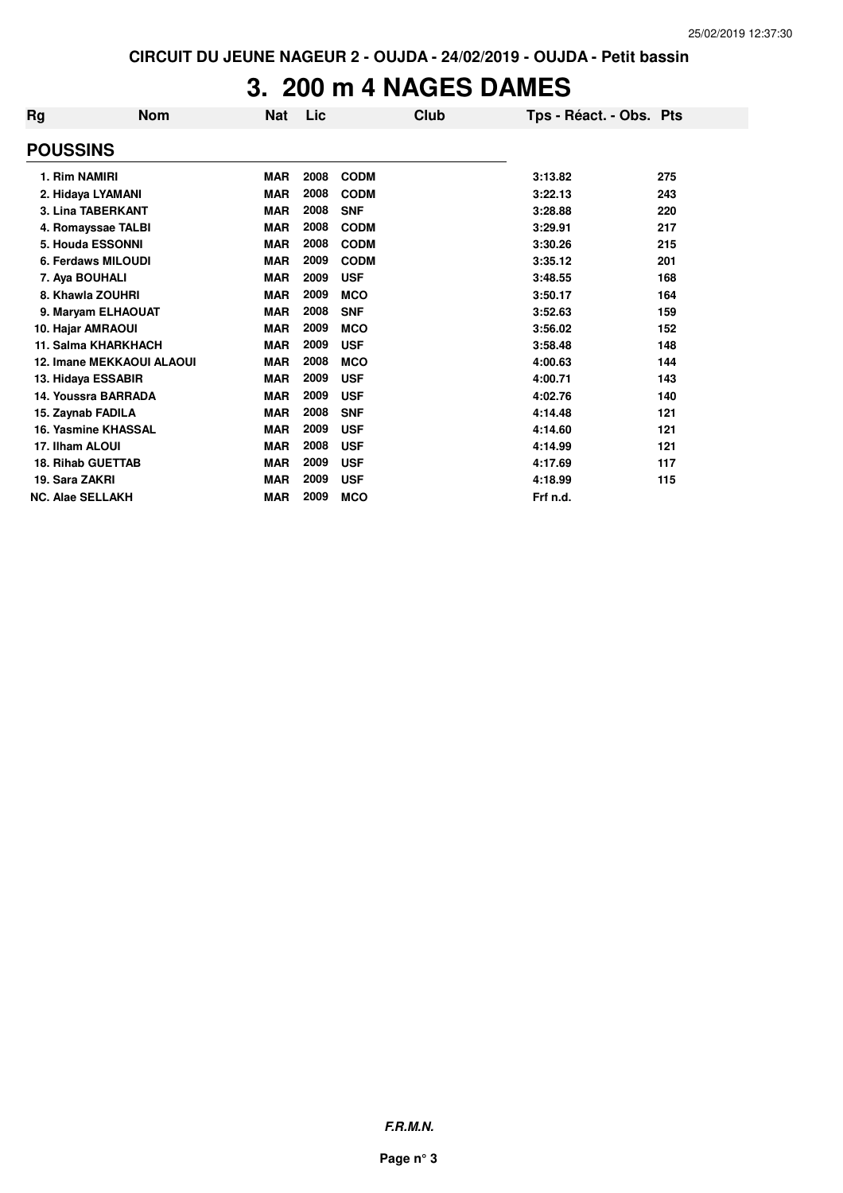CIRCUIT DU JEUNE NAGEUR 2 - OUJDA - 24/02/2019 - OUJDA - Petit bassin

# 3. 200 m 4 NAGES DAMES

| Rg | Nom | Nat | Lic | Club | Tps - Réact. - Obs. | Pts |
|---|---|---|---|---|---|---|
| **POUSSINS** | | | | | | |
| 1. | Rim NAMIRI | MAR | 2008 | CODM | 3:13.82 | 275 |
| 2. | Hidaya LYAMANI | MAR | 2008 | CODM | 3:22.13 | 243 |
| 3. | Lina TABERKANT | MAR | 2008 | SNF | 3:28.88 | 220 |
| 4. | Romayssae TALBI | MAR | 2008 | CODM | 3:29.91 | 217 |
| 5. | Houda ESSONNI | MAR | 2008 | CODM | 3:30.26 | 215 |
| 6. | Ferdaws MILOUDI | MAR | 2009 | CODM | 3:35.12 | 201 |
| 7. | Aya BOUHALI | MAR | 2009 | USF | 3:48.55 | 168 |
| 8. | Khawla ZOUHRI | MAR | 2009 | MCO | 3:50.17 | 164 |
| 9. | Maryam ELHAOUAT | MAR | 2008 | SNF | 3:52.63 | 159 |
| 10. | Hajar AMRAOUI | MAR | 2009 | MCO | 3:56.02 | 152 |
| 11. | Salma KHARKHACH | MAR | 2009 | USF | 3:58.48 | 148 |
| 12. | Imane MEKKAOUI ALAOUI | MAR | 2008 | MCO | 4:00.63 | 144 |
| 13. | Hidaya ESSABIR | MAR | 2009 | USF | 4:00.71 | 143 |
| 14. | Youssra BARRADA | MAR | 2009 | USF | 4:02.76 | 140 |
| 15. | Zaynab FADILA | MAR | 2008 | SNF | 4:14.48 | 121 |
| 16. | Yasmine KHASSAL | MAR | 2009 | USF | 4:14.60 | 121 |
| 17. | Ilham ALOUI | MAR | 2008 | USF | 4:14.99 | 121 |
| 18. | Rihab GUETTAB | MAR | 2009 | USF | 4:17.69 | 117 |
| 19. | Sara ZAKRI | MAR | 2009 | USF | 4:18.99 | 115 |
| NC. | Alae SELLAKH | MAR | 2009 | MCO | Frf n.d. | |

*F.R.M.N.*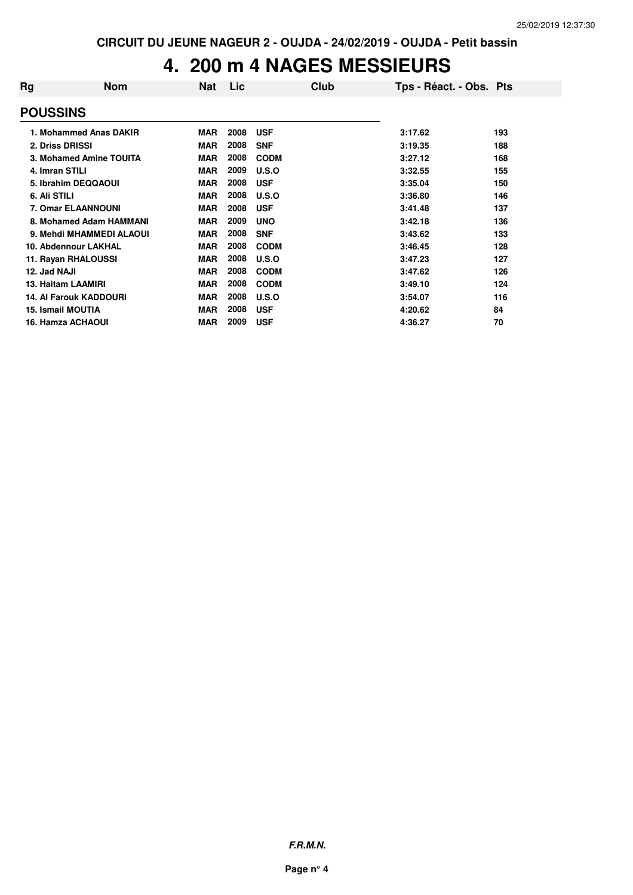# 4. 200 m 4 NAGES MESSIEURS

| Rg | Nom | Nat | Lic | Club | Tps - Réact. - Obs. | Pts |
|---|---|---|---|---|---|---|
| **POUSSINS** | | | | | | |
| 1. | Mohammed Anas DAKIR | MAR | 2008 | USF | 3:17.62 | 193 |
| 2. | Driss DRISSI | MAR | 2008 | SNF | 3:19.35 | 188 |
| 3. | Mohamed Amine TOUITA | MAR | 2008 | CODM | 3:27.12 | 168 |
| 4. | Imran STILI | MAR | 2009 | U.S.O | 3:32.55 | 155 |
| 5. | Ibrahim DEQQAOUI | MAR | 2008 | USF | 3:35.04 | 150 |
| 6. | Ali STILI | MAR | 2008 | U.S.O | 3:36.80 | 146 |
| 7. | Omar ELAANNOUNI | MAR | 2008 | USF | 3:41.48 | 137 |
| 8. | Mohamed Adam HAMMANI | MAR | 2009 | UNO | 3:42.18 | 136 |
| 9. | Mehdi MHAMMEDI ALAOUI | MAR | 2008 | SNF | 3:43.62 | 133 |
| 10. | Abdennour LAKHAL | MAR | 2008 | CODM | 3:46.45 | 128 |
| 11. | Rayan RHALOUSSI | MAR | 2008 | U.S.O | 3:47.23 | 127 |
| 12. | Jad NAJI | MAR | 2008 | CODM | 3:47.62 | 126 |
| 13. | Haitam LAAMIRI | MAR | 2008 | CODM | 3:49.10 | 124 |
| 14. | Al Farouk KADDOURI | MAR | 2008 | U.S.O | 3:54.07 | 116 |
| 15. | Ismail MOUTIA | MAR | 2008 | USF | 4:20.62 | 84 |
| 16. | Hamza ACHAOUI | MAR | 2009 | USF | 4:36.27 | 70 |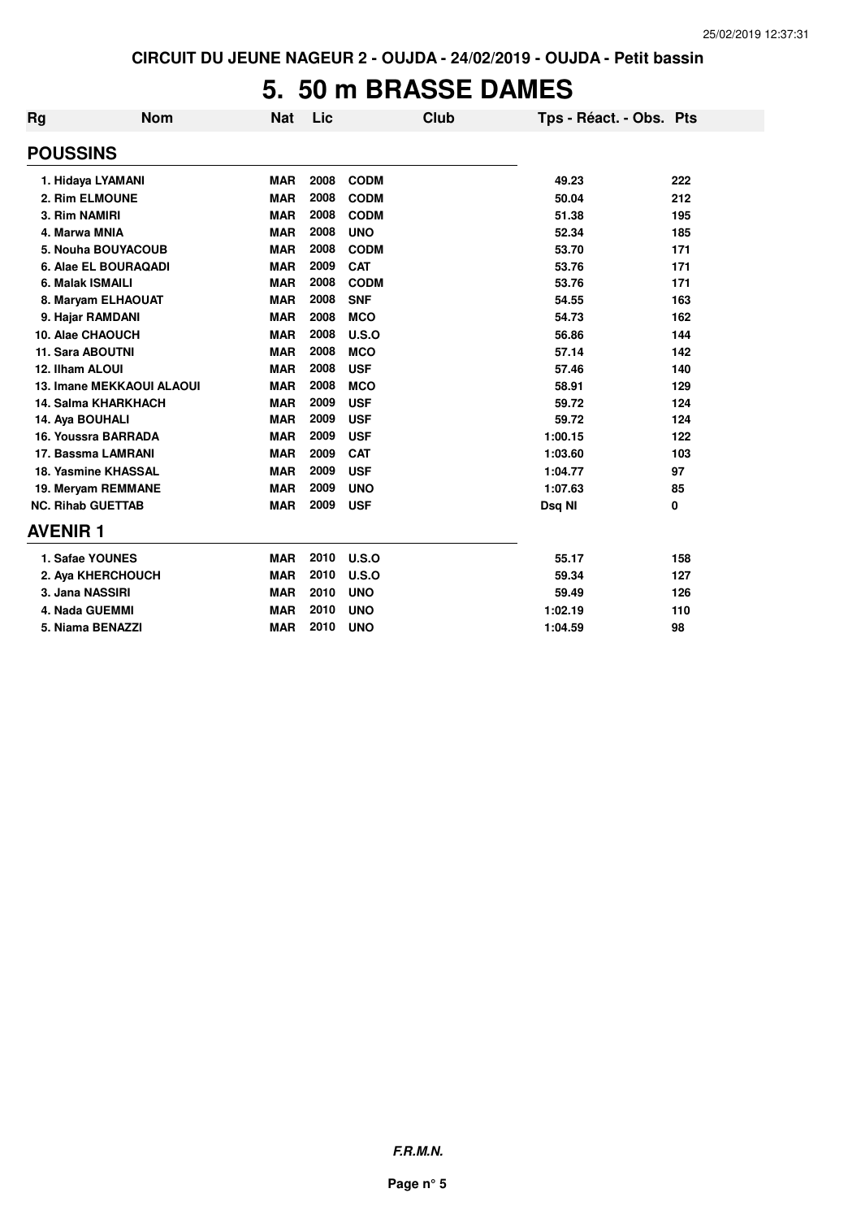CIRCUIT DU JEUNE NAGEUR 2 - OUJDA - 24/02/2019 - OUJDA - Petit bassin

# 5. 50 m BRASSE DAMES

| Rg | Nom | Nat | Lic | Club | Tps - Réact. - Obs. | Pts |
|---|---|---|---|---|---|---|
| **POUSSINS** | | | | | | |
| 1. | Hidaya LYAMANI | MAR | 2008 | CODM | 49.23 | 222 |
| 2. | Rim ELMOUNE | MAR | 2008 | CODM | 50.04 | 212 |
| 3. | Rim NAMIRI | MAR | 2008 | CODM | 51.38 | 195 |
| 4. | Marwa MNIA | MAR | 2008 | UNO | 52.34 | 185 |
| 5. | Nouha BOUYACOUB | MAR | 2008 | CODM | 53.70 | 171 |
| 6. | Alae EL BOURAQADI | MAR | 2009 | CAT | 53.76 | 171 |
| 6. | Malak ISMAILI | MAR | 2008 | CODM | 53.76 | 171 |
| 8. | Maryam ELHAOUAT | MAR | 2008 | SNF | 54.55 | 163 |
| 9. | Hajar RAMDANI | MAR | 2008 | MCO | 54.73 | 162 |
| 10. | Alae CHAOUCH | MAR | 2008 | U.S.O | 56.86 | 144 |
| 11. | Sara ABOUTNI | MAR | 2008 | MCO | 57.14 | 142 |
| 12. | Ilham ALOUI | MAR | 2008 | USF | 57.46 | 140 |
| 13. | Imane MEKKAOUI ALAOUI | MAR | 2008 | MCO | 58.91 | 129 |
| 14. | Salma KHARKHACH | MAR | 2009 | USF | 59.72 | 124 |
| 14. | Aya BOUHALI | MAR | 2009 | USF | 59.72 | 124 |
| 16. | Youssra BARRADA | MAR | 2009 | USF | 1:00.15 | 122 |
| 17. | Bassma LAMRANI | MAR | 2009 | CAT | 1:03.60 | 103 |
| 18. | Yasmine KHASSAL | MAR | 2009 | USF | 1:04.77 | 97 |
| 19. | Meryam REMMANE | MAR | 2009 | UNO | 1:07.63 | 85 |
| NC. | Rihab GUETTAB | MAR | 2009 | USF | Dsq NI | 0 |
| **AVENIR 1** | | | | | | |
| 1. | Safae YOUNES | MAR | 2010 | U.S.O | 55.17 | 158 |
| 2. | Aya KHERCHOUCH | MAR | 2010 | U.S.O | 59.34 | 127 |
| 3. | Jana NASSIRI | MAR | 2010 | UNO | 59.49 | 126 |
| 4. | Nada GUEMMI | MAR | 2010 | UNO | 1:02.19 | 110 |
| 5. | Niama BENAZZI | MAR | 2010 | UNO | 1:04.59 | 98 |

*F.R.M.N.*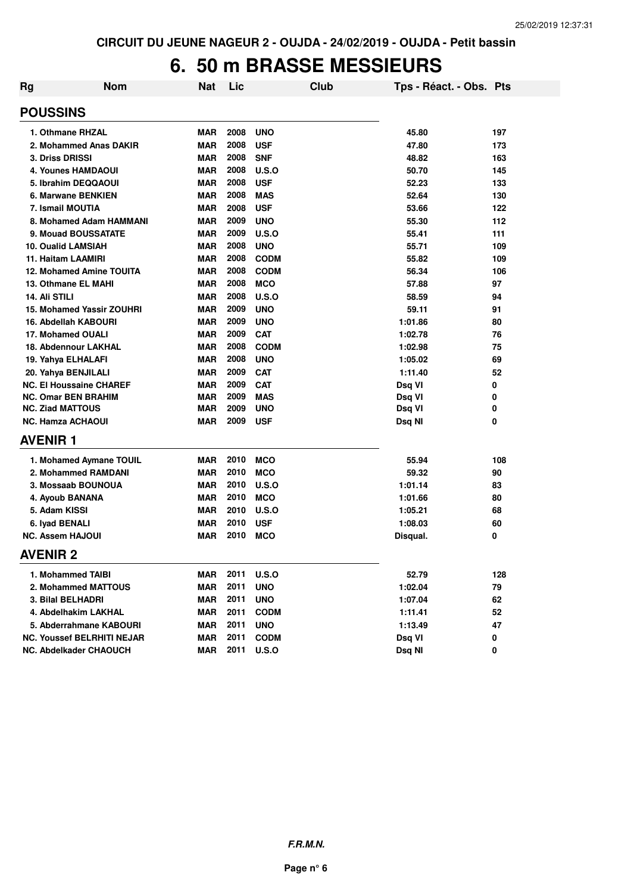CIRCUIT DU JEUNE NAGEUR 2 - OUJDA - 24/02/2019 - OUJDA - Petit bassin

# 6. 50 m BRASSE MESSIEURS

| Rg | Nom | Nat | Lic | Club | Tps - Réact. - Obs. | Pts |
|---|---|---|---|---|---|---|
| **POUSSINS** | | | | | | |
| 1. | Othmane RHZAL | MAR | 2008 | UNO | 45.80 | 197 |
| 2. | Mohammed Anas DAKIR | MAR | 2008 | USF | 47.80 | 173 |
| 3. | Driss DRISSI | MAR | 2008 | SNF | 48.82 | 163 |
| 4. | Younes HAMDAOUI | MAR | 2008 | U.S.O | 50.70 | 145 |
| 5. | Ibrahim DEQQAOUI | MAR | 2008 | USF | 52.23 | 133 |
| 6. | Marwane BENKIEN | MAR | 2008 | MAS | 52.64 | 130 |
| 7. | Ismail MOUTIA | MAR | 2008 | USF | 53.66 | 122 |
| 8. | Mohamed Adam HAMMANI | MAR | 2009 | UNO | 55.30 | 112 |
| 9. | Mouad BOUSSATATE | MAR | 2009 | U.S.O | 55.41 | 111 |
| 10. | Oualid LAMSIAH | MAR | 2008 | UNO | 55.71 | 109 |
| 11. | Haitam LAAMIRI | MAR | 2008 | CODM | 55.82 | 109 |
| 12. | Mohamed Amine TOUITA | MAR | 2008 | CODM | 56.34 | 106 |
| 13. | Othmane EL MAHI | MAR | 2008 | MCO | 57.88 | 97 |
| 14. | Ali STILI | MAR | 2008 | U.S.O | 58.59 | 94 |
| 15. | Mohamed Yassir ZOUHRI | MAR | 2009 | UNO | 59.11 | 91 |
| 16. | Abdellah KABOURI | MAR | 2009 | UNO | 1:01.86 | 80 |
| 17. | Mohamed OUALI | MAR | 2009 | CAT | 1:02.78 | 76 |
| 18. | Abdennour LAKHAL | MAR | 2008 | CODM | 1:02.98 | 75 |
| 19. | Yahya ELHALAFI | MAR | 2008 | UNO | 1:05.02 | 69 |
| 20. | Yahya BENJILALI | MAR | 2009 | CAT | 1:11.40 | 52 |
| NC. | El Houssaine CHAREF | MAR | 2009 | CAT | Dsq VI | 0 |
| NC. | Omar BEN BRAHIM | MAR | 2009 | MAS | Dsq VI | 0 |
| NC. | Ziad MATTOUS | MAR | 2009 | UNO | Dsq VI | 0 |
| NC. | Hamza ACHAOUI | MAR | 2009 | USF | Dsq NI | 0 |
| **AVENIR 1** | | | | | | |
| 1. | Mohamed Aymane TOUIL | MAR | 2010 | MCO | 55.94 | 108 |
| 2. | Mohammed RAMDANI | MAR | 2010 | MCO | 59.32 | 90 |
| 3. | Mossaab BOUNOUA | MAR | 2010 | U.S.O | 1:01.14 | 83 |
| 4. | Ayoub BANANA | MAR | 2010 | MCO | 1:01.66 | 80 |
| 5. | Adam KISSI | MAR | 2010 | U.S.O | 1:05.21 | 68 |
| 6. | Iyad BENALI | MAR | 2010 | USF | 1:08.03 | 60 |
| NC. | Assem HAJOUI | MAR | 2010 | MCO | Disqual. | 0 |
| **AVENIR 2** | | | | | | |
| 1. | Mohammed TAIBI | MAR | 2011 | U.S.O | 52.79 | 128 |
| 2. | Mohammed MATTOUS | MAR | 2011 | UNO | 1:02.04 | 79 |
| 3. | Bilal BELHADRI | MAR | 2011 | UNO | 1:07.04 | 62 |
| 4. | Abdelhakim LAKHAL | MAR | 2011 | CODM | 1:11.41 | 52 |
| 5. | Abderrahmane KABOURI | MAR | 2011 | UNO | 1:13.49 | 47 |
| NC. | Youssef BELRHITI NEJAR | MAR | 2011 | CODM | Dsq VI | 0 |
| NC. | Abdelkader CHAOUCH | MAR | 2011 | U.S.O | Dsq NI | 0 |

***F.R.M.N.***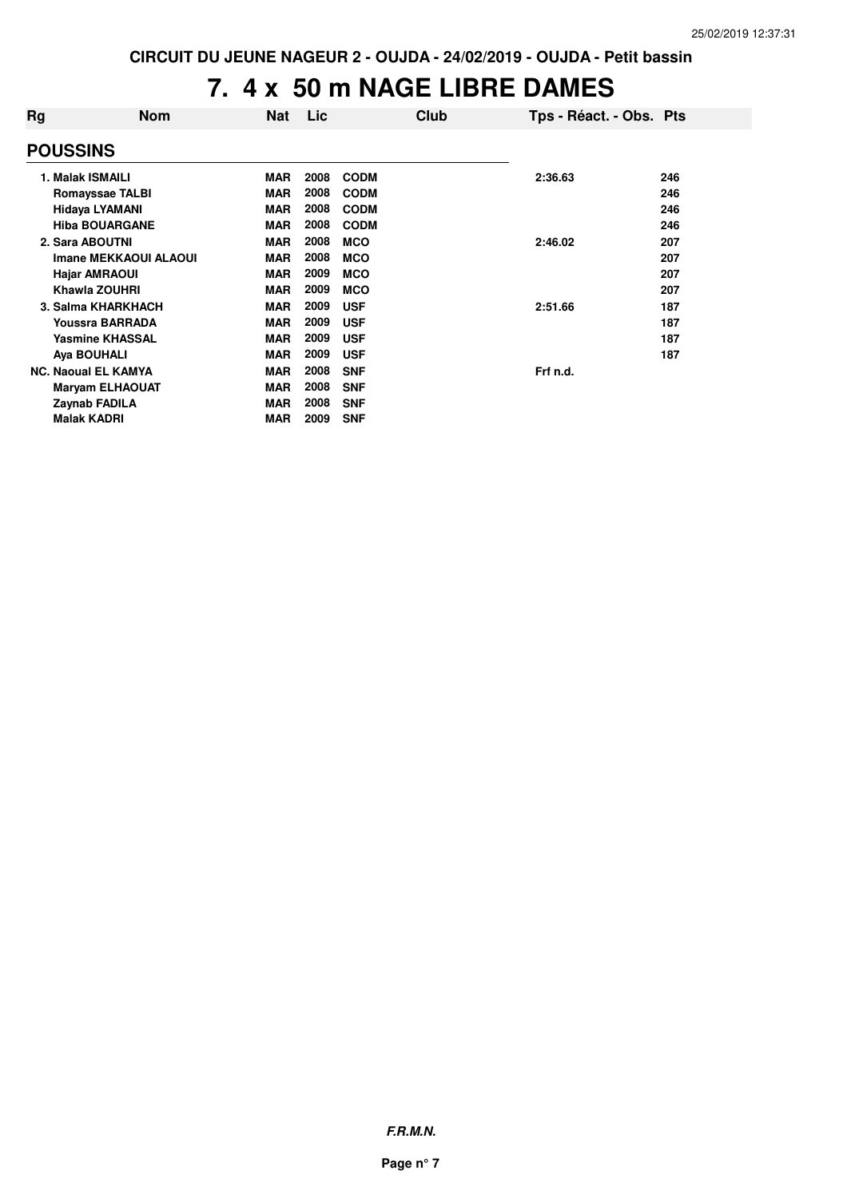CIRCUIT DU JEUNE NAGEUR 2 - OUJDA - 24/02/2019 - OUJDA - Petit bassin

# 7. 4 x 50 m NAGE LIBRE DAMES

| Rg | Nom | Nat | Lic | Club | Tps - Réact. - Obs. | Pts |
|---|---|---|---|---|---|---|
| **POUSSINS** | | | | | | |
| 1. | Malak ISMAILI | MAR | 2008 | CODM | 2:36.63 | 246 |
| | Romayssae TALBI | MAR | 2008 | CODM | | 246 |
| | Hidaya LYAMANI | MAR | 2008 | CODM | | 246 |
| | Hiba BOUARGANE | MAR | 2008 | CODM | | 246 |
| 2. | Sara ABOUTNI | MAR | 2008 | MCO | 2:46.02 | 207 |
| | Imane MEKKAOUI ALAOUI | MAR | 2008 | MCO | | 207 |
| | Hajar AMRAOUI | MAR | 2009 | MCO | | 207 |
| | Khawla ZOUHRI | MAR | 2009 | MCO | | 207 |
| 3. | Salma KHARKHACH | MAR | 2009 | USF | 2:51.66 | 187 |
| | Youssra BARRADA | MAR | 2009 | USF | | 187 |
| | Yasmine KHASSAL | MAR | 2009 | USF | | 187 |
| | Aya BOUHALI | MAR | 2009 | USF | | 187 |
| NC. | Naoual EL KAMYA | MAR | 2008 | SNF | Frf n.d. | |
| | Maryam ELHAOUAT | MAR | 2008 | SNF | | |
| | Zaynab FADILA | MAR | 2008 | SNF | | |
| | Malak KADRI | MAR | 2009 | SNF | | |

*F.R.M.N.*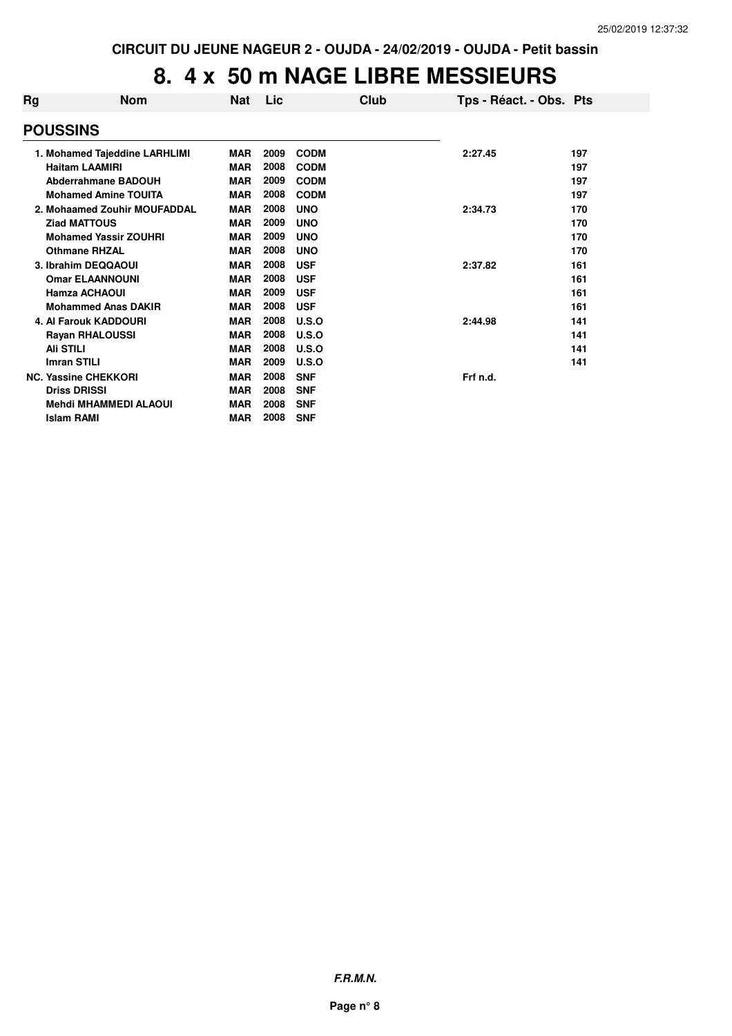CIRCUIT DU JEUNE NAGEUR 2 - OUJDA - 24/02/2019 - OUJDA - Petit bassin

# 8. 4 x 50 m NAGE LIBRE MESSIEURS

| Rg | Nom | Nat | Lic | Club | Tps - Réact. - Obs. | Pts |
|---|---|---|---|---|---|---|
| **POUSSINS** | | | | | | |
| 1. | Mohamed Tajeddine LARHLIMI | MAR | 2009 | CODM | 2:27.45 | 197 |
| | Haitam LAAMIRI | MAR | 2008 | CODM | | 197 |
| | Abderrahmane BADOUH | MAR | 2009 | CODM | | 197 |
| | Mohamed Amine TOUITA | MAR | 2008 | CODM | | 197 |
| 2. | Mohaamed Zouhir MOUFADDAL | MAR | 2008 | UNO | 2:34.73 | 170 |
| | Ziad MATTOUS | MAR | 2009 | UNO | | 170 |
| | Mohamed Yassir ZOUHRI | MAR | 2009 | UNO | | 170 |
| | Othmane RHZAL | MAR | 2008 | UNO | | 170 |
| 3. | Ibrahim DEQQAOUI | MAR | 2008 | USF | 2:37.82 | 161 |
| | Omar ELAANNOUNI | MAR | 2008 | USF | | 161 |
| | Hamza ACHAOUI | MAR | 2009 | USF | | 161 |
| | Mohammed Anas DAKIR | MAR | 2008 | USF | | 161 |
| 4. | Al Farouk KADDOURI | MAR | 2008 | U.S.O | 2:44.98 | 141 |
| | Rayan RHALOUSSI | MAR | 2008 | U.S.O | | 141 |
| | Ali STILI | MAR | 2008 | U.S.O | | 141 |
| | Imran STILI | MAR | 2009 | U.S.O | | 141 |
| NC. | Yassine CHEKKORI | MAR | 2008 | SNF | Frf n.d. | |
| | Driss DRISSI | MAR | 2008 | SNF | | |
| | Mehdi MHAMMEDI ALAOUI | MAR | 2008 | SNF | | |
| | Islam RAMI | MAR | 2008 | SNF | | |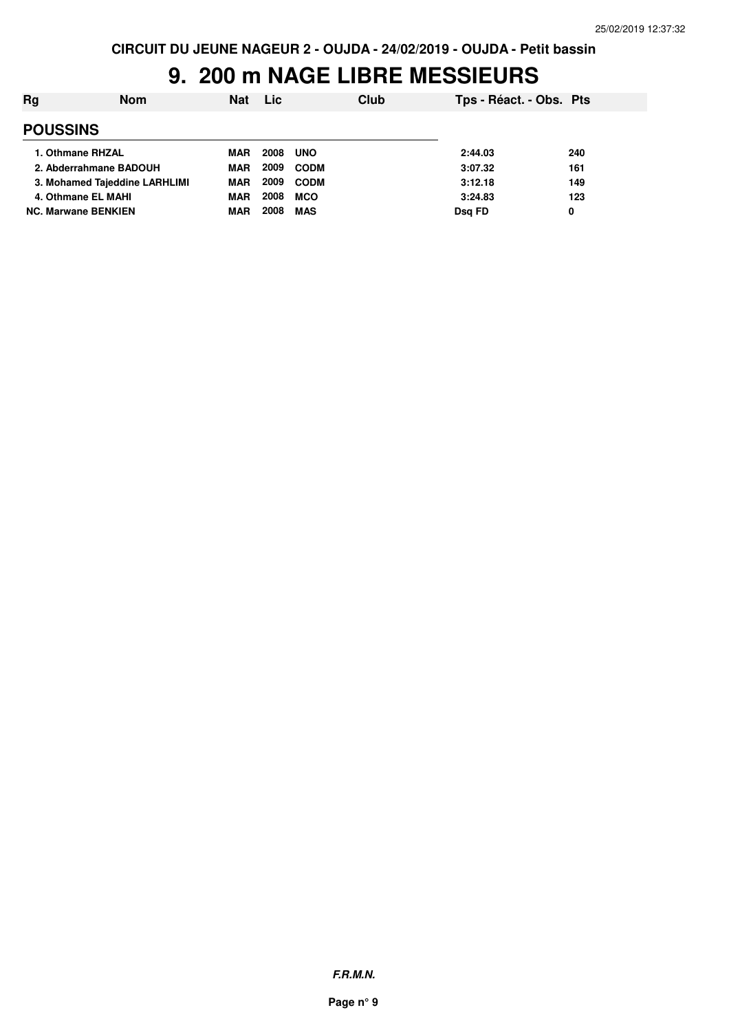CIRCUIT DU JEUNE NAGEUR 2 - OUJDA - 24/02/2019 - OUJDA - Petit bassin

# 9. 200 m NAGE LIBRE MESSIEURS

| Rg | Nom | Nat | Lic | Club | Tps - Réact. - Obs. | Pts |
|---|---|---|---|---|---|---|
| **POUSSINS** | | | | | | |
| 1. | Othmane RHZAL | MAR | 2008 | UNO | 2:44.03 | 240 |
| 2. | Abderrahmane BADOUH | MAR | 2009 | CODM | 3:07.32 | 161 |
| 3. | Mohamed Tajeddine LARHLIMI | MAR | 2009 | CODM | 3:12.18 | 149 |
| 4. | Othmane EL MAHI | MAR | 2008 | MCO | 3:24.83 | 123 |
| NC. | Marwane BENKIEN | MAR | 2008 | MAS | Dsq FD | 0 |

*F.R.M.N.*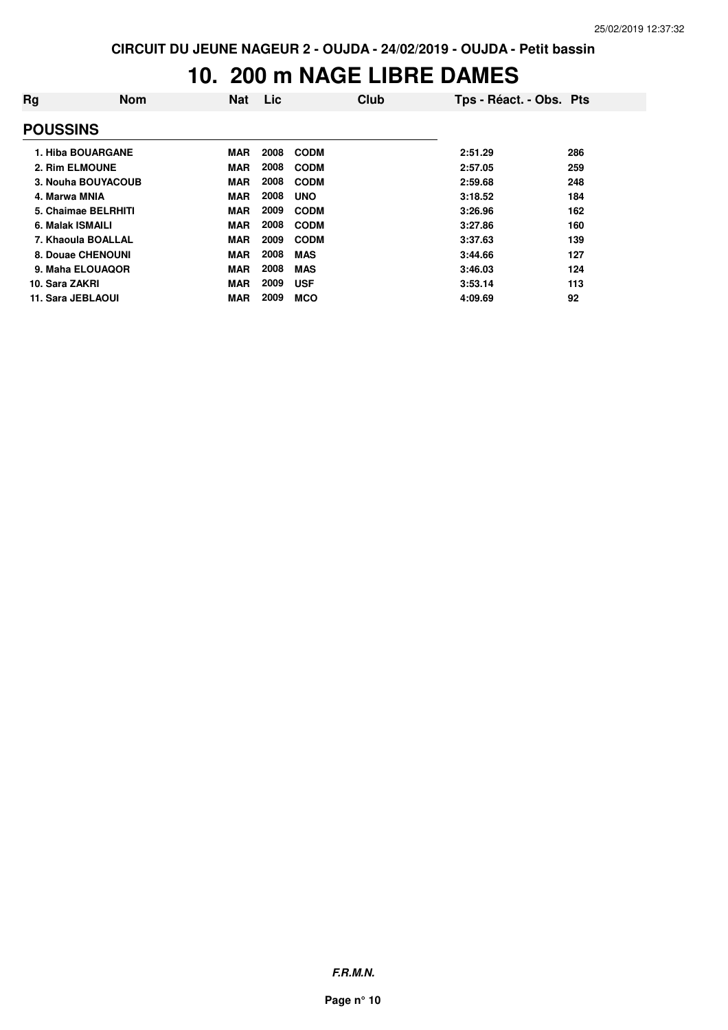CIRCUIT DU JEUNE NAGEUR 2 - OUJDA - 24/02/2019 - OUJDA - Petit bassin

# 10. 200 m NAGE LIBRE DAMES

| Rg | Nom | Nat | Lic | Club | Tps - Réact. - Obs. | Pts |
|---|---|---|---|---|---|---|
| **POUSSINS** | | | | | | |
| 1. | Hiba BOUARGANE | MAR | 2008 | CODM | 2:51.29 | 286 |
| 2. | Rim ELMOUNE | MAR | 2008 | CODM | 2:57.05 | 259 |
| 3. | Nouha BOUYACOUB | MAR | 2008 | CODM | 2:59.68 | 248 |
| 4. | Marwa MNIA | MAR | 2008 | UNO | 3:18.52 | 184 |
| 5. | Chaimae BELRHITI | MAR | 2009 | CODM | 3:26.96 | 162 |
| 6. | Malak ISMAILI | MAR | 2008 | CODM | 3:27.86 | 160 |
| 7. | Khaoula BOALLAL | MAR | 2009 | CODM | 3:37.63 | 139 |
| 8. | Douae CHENOUNI | MAR | 2008 | MAS | 3:44.66 | 127 |
| 9. | Maha ELOUAQOR | MAR | 2008 | MAS | 3:46.03 | 124 |
| 10. | Sara ZAKRI | MAR | 2009 | USF | 3:53.14 | 113 |
| 11. | Sara JEBLAOUI | MAR | 2009 | MCO | 4:09.69 | 92 |

***F.R.M.N.***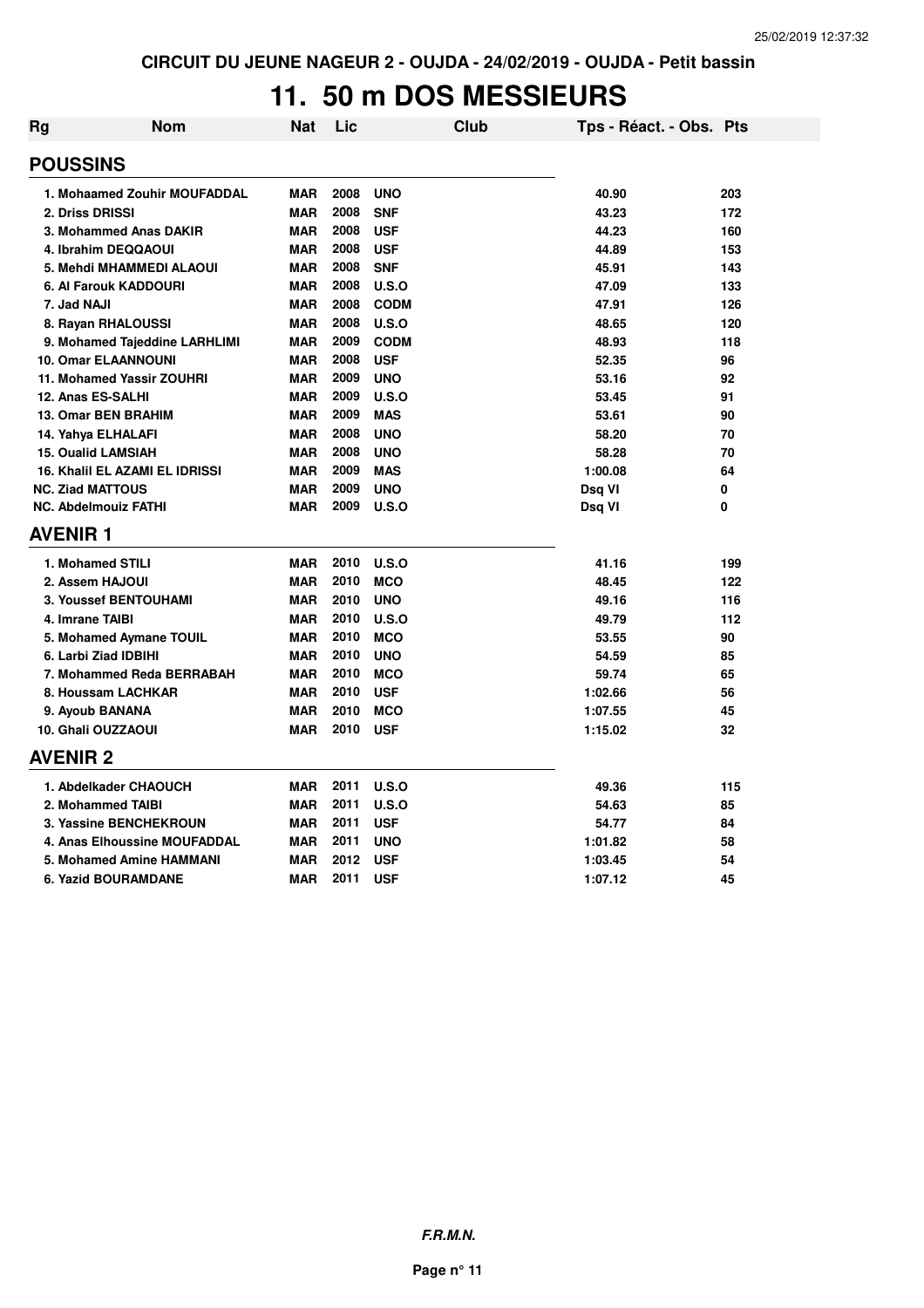CIRCUIT DU JEUNE NAGEUR 2 - OUJDA - 24/02/2019 - OUJDA - Petit bassin

# 11. 50 m DOS MESSIEURS

| Rg | Nom | Nat | Lic | Club | Tps - Réact. - Obs. | Pts |
|---|---|---|---|---|---|---|
| **POUSSINS** | | | | | | |
| 1. | Mohaamed Zouhir MOUFADDAL | MAR | 2008 | UNO | 40.90 | 203 |
| 2. | Driss DRISSI | MAR | 2008 | SNF | 43.23 | 172 |
| 3. | Mohammed Anas DAKIR | MAR | 2008 | USF | 44.23 | 160 |
| 4. | Ibrahim DEQQAOUI | MAR | 2008 | USF | 44.89 | 153 |
| 5. | Mehdi MHAMMEDI ALAOUI | MAR | 2008 | SNF | 45.91 | 143 |
| 6. | Al Farouk KADDOURI | MAR | 2008 | U.S.O | 47.09 | 133 |
| 7. | Jad NAJI | MAR | 2008 | CODM | 47.91 | 126 |
| 8. | Rayan RHALOUSSI | MAR | 2008 | U.S.O | 48.65 | 120 |
| 9. | Mohamed Tajeddine LARHLIMI | MAR | 2009 | CODM | 48.93 | 118 |
| 10. | Omar ELAANNOUNI | MAR | 2008 | USF | 52.35 | 96 |
| 11. | Mohamed Yassir ZOUHRI | MAR | 2009 | UNO | 53.16 | 92 |
| 12. | Anas ES-SALHI | MAR | 2009 | U.S.O | 53.45 | 91 |
| 13. | Omar BEN BRAHIM | MAR | 2009 | MAS | 53.61 | 90 |
| 14. | Yahya ELHALAFI | MAR | 2008 | UNO | 58.20 | 70 |
| 15. | Oualid LAMSIAH | MAR | 2008 | UNO | 58.28 | 70 |
| 16. | Khalil EL AZAMI EL IDRISSI | MAR | 2009 | MAS | 1:00.08 | 64 |
| NC. | Ziad MATTOUS | MAR | 2009 | UNO | Dsq VI | 0 |
| NC. | Abdelmouiz FATHI | MAR | 2009 | U.S.O | Dsq VI | 0 |
| **AVENIR 1** | | | | | | |
| 1. | Mohamed STILI | MAR | 2010 | U.S.O | 41.16 | 199 |
| 2. | Assem HAJOUI | MAR | 2010 | MCO | 48.45 | 122 |
| 3. | Youssef BENTOUHAMI | MAR | 2010 | UNO | 49.16 | 116 |
| 4. | Imrane TAIBI | MAR | 2010 | U.S.O | 49.79 | 112 |
| 5. | Mohamed Aymane TOUIL | MAR | 2010 | MCO | 53.55 | 90 |
| 6. | Larbi Ziad IDBIHI | MAR | 2010 | UNO | 54.59 | 85 |
| 7. | Mohammed Reda BERRABAH | MAR | 2010 | MCO | 59.74 | 65 |
| 8. | Houssam LACHKAR | MAR | 2010 | USF | 1:02.66 | 56 |
| 9. | Ayoub BANANA | MAR | 2010 | MCO | 1:07.55 | 45 |
| 10. | Ghali OUZZAOUI | MAR | 2010 | USF | 1:15.02 | 32 |
| **AVENIR 2** | | | | | | |
| 1. | Abdelkader CHAOUCH | MAR | 2011 | U.S.O | 49.36 | 115 |
| 2. | Mohammed TAIBI | MAR | 2011 | U.S.O | 54.63 | 85 |
| 3. | Yassine BENCHEKROUN | MAR | 2011 | USF | 54.77 | 84 |
| 4. | Anas Elhoussine MOUFADDAL | MAR | 2011 | UNO | 1:01.82 | 58 |
| 5. | Mohamed Amine HAMMANI | MAR | 2012 | USF | 1:03.45 | 54 |
| 6. | Yazid BOURAMDANE | MAR | 2011 | USF | 1:07.12 | 45 |

*F.R.M.N.*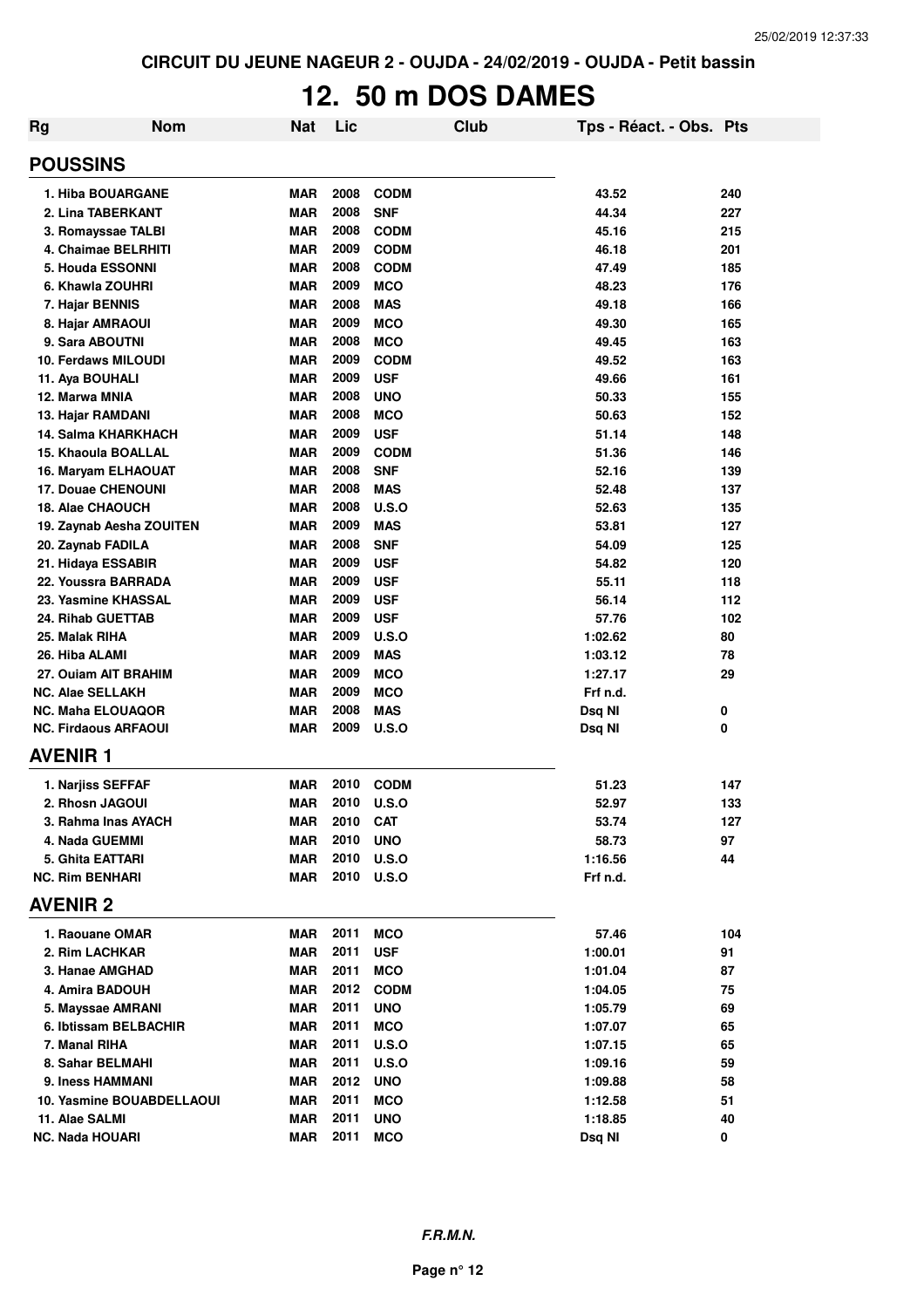CIRCUIT DU JEUNE NAGEUR 2 - OUJDA - 24/02/2019 - OUJDA - Petit bassin

# 12. 50 m DOS DAMES

| Rg | Nom | Nat | Lic | Club | Tps - Réact. - Obs. | Pts |
|---|---|---|---|---|---|---|
| **POUSSINS** | | | | | | |
| 1. | Hiba BOUARGANE | MAR | 2008 | CODM | 43.52 | 240 |
| 2. | Lina TABERKANT | MAR | 2008 | SNF | 44.34 | 227 |
| 3. | Romayssae TALBI | MAR | 2008 | CODM | 45.16 | 215 |
| 4. | Chaimae BELRHITI | MAR | 2009 | CODM | 46.18 | 201 |
| 5. | Houda ESSONNI | MAR | 2008 | CODM | 47.49 | 185 |
| 6. | Khawla ZOUHRI | MAR | 2009 | MCO | 48.23 | 176 |
| 7. | Hajar BENNIS | MAR | 2008 | MAS | 49.18 | 166 |
| 8. | Hajar AMRAOUI | MAR | 2009 | MCO | 49.30 | 165 |
| 9. | Sara ABOUTNI | MAR | 2008 | MCO | 49.45 | 163 |
| 10. | Ferdaws MILOUDI | MAR | 2009 | CODM | 49.52 | 163 |
| 11. | Aya BOUHALI | MAR | 2009 | USF | 49.66 | 161 |
| 12. | Marwa MNIA | MAR | 2008 | UNO | 50.33 | 155 |
| 13. | Hajar RAMDANI | MAR | 2008 | MCO | 50.63 | 152 |
| 14. | Salma KHARKHACH | MAR | 2009 | USF | 51.14 | 148 |
| 15. | Khaoula BOALLAL | MAR | 2009 | CODM | 51.36 | 146 |
| 16. | Maryam ELHAOUAT | MAR | 2008 | SNF | 52.16 | 139 |
| 17. | Douae CHENOUNI | MAR | 2008 | MAS | 52.48 | 137 |
| 18. | Alae CHAOUCH | MAR | 2008 | U.S.O | 52.63 | 135 |
| 19. | Zaynab Aesha ZOUITEN | MAR | 2009 | MAS | 53.81 | 127 |
| 20. | Zaynab FADILA | MAR | 2008 | SNF | 54.09 | 125 |
| 21. | Hidaya ESSABIR | MAR | 2009 | USF | 54.82 | 120 |
| 22. | Youssra BARRADA | MAR | 2009 | USF | 55.11 | 118 |
| 23. | Yasmine KHASSAL | MAR | 2009 | USF | 56.14 | 112 |
| 24. | Rihab GUETTAB | MAR | 2009 | USF | 57.76 | 102 |
| 25. | Malak RIHA | MAR | 2009 | U.S.O | 1:02.62 | 80 |
| 26. | Hiba ALAMI | MAR | 2009 | MAS | 1:03.12 | 78 |
| 27. | Ouiam AIT BRAHIM | MAR | 2009 | MCO | 1:27.17 | 29 |
| NC. | Alae SELLAKH | MAR | 2009 | MCO | Frf n.d. | |
| NC. | Maha ELOUAQOR | MAR | 2008 | MAS | Dsq NI | 0 |
| NC. | Firdaous ARFAOUI | MAR | 2009 | U.S.O | Dsq NI | 0 |
| **AVENIR 1** | | | | | | |
| 1. | Narjiss SEFFAF | MAR | 2010 | CODM | 51.23 | 147 |
| 2. | Rhosn JAGOUI | MAR | 2010 | U.S.O | 52.97 | 133 |
| 3. | Rahma Inas AYACH | MAR | 2010 | CAT | 53.74 | 127 |
| 4. | Nada GUEMMI | MAR | 2010 | UNO | 58.73 | 97 |
| 5. | Ghita EATTARI | MAR | 2010 | U.S.O | 1:16.56 | 44 |
| NC. | Rim BENHARI | MAR | 2010 | U.S.O | Frf n.d. | |
| **AVENIR 2** | | | | | | |
| 1. | Raouane OMAR | MAR | 2011 | MCO | 57.46 | 104 |
| 2. | Rim LACHKAR | MAR | 2011 | USF | 1:00.01 | 91 |
| 3. | Hanae AMGHAD | MAR | 2011 | MCO | 1:01.04 | 87 |
| 4. | Amira BADOUH | MAR | 2012 | CODM | 1:04.05 | 75 |
| 5. | Mayssae AMRANI | MAR | 2011 | UNO | 1:05.79 | 69 |
| 6. | Ibtissam BELBACHIR | MAR | 2011 | MCO | 1:07.07 | 65 |
| 7. | Manal RIHA | MAR | 2011 | U.S.O | 1:07.15 | 65 |
| 8. | Sahar BELMAHI | MAR | 2011 | U.S.O | 1:09.16 | 59 |
| 9. | Iness HAMMANI | MAR | 2012 | UNO | 1:09.88 | 58 |
| 10. | Yasmine BOUABDELLAOUI | MAR | 2011 | MCO | 1:12.58 | 51 |
| 11. | Alae SALMI | MAR | 2011 | UNO | 1:18.85 | 40 |
| NC. | Nada HOUARI | MAR | 2011 | MCO | Dsq NI | 0 |

*F.R.M.N.*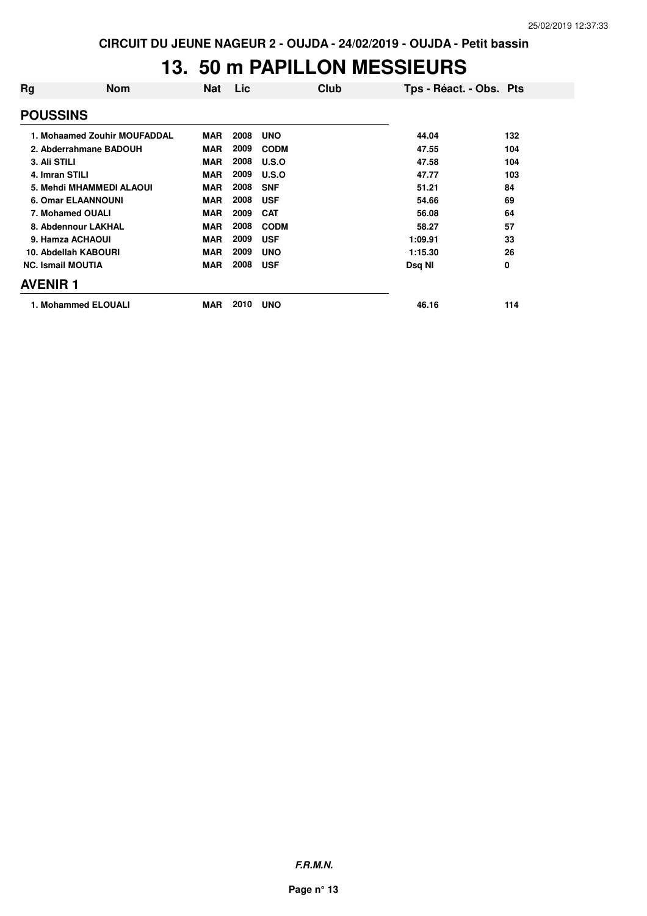CIRCUIT DU JEUNE NAGEUR 2 - OUJDA - 24/02/2019 - OUJDA - Petit bassin

# 13. 50 m PAPILLON MESSIEURS

| Rg | Nom | Nat | Lic | Club | Tps - Réact. - Obs. | Pts |
|---|---|---|---|---|---|---|
| **POUSSINS** | | | | | | |
| 1. | Mohaamed Zouhir MOUFADDAL | MAR | 2008 | UNO | 44.04 | 132 |
| 2. | Abderrahmane BADOUH | MAR | 2009 | CODM | 47.55 | 104 |
| 3. | Ali STILI | MAR | 2008 | U.S.O | 47.58 | 104 |
| 4. | Imran STILI | MAR | 2009 | U.S.O | 47.77 | 103 |
| 5. | Mehdi MHAMMEDI ALAOUI | MAR | 2008 | SNF | 51.21 | 84 |
| 6. | Omar ELAANNOUNI | MAR | 2008 | USF | 54.66 | 69 |
| 7. | Mohamed OUALI | MAR | 2009 | CAT | 56.08 | 64 |
| 8. | Abdennour LAKHAL | MAR | 2008 | CODM | 58.27 | 57 |
| 9. | Hamza ACHAOUI | MAR | 2009 | USF | 1:09.91 | 33 |
| 10. | Abdellah KABOURI | MAR | 2009 | UNO | 1:15.30 | 26 |
| NC. | Ismail MOUTIA | MAR | 2008 | USF | Dsq NI | 0 |
| **AVENIR 1** | | | | | | |
| 1. | Mohammed ELOUALI | MAR | 2010 | UNO | 46.16 | 114 |

***F.R.M.N.***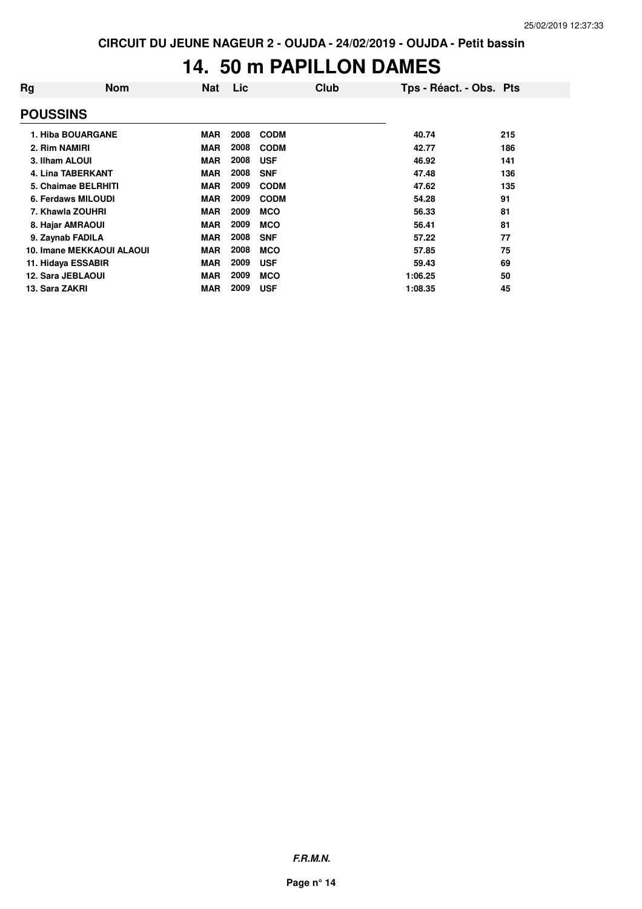# 14. 50 m PAPILLON DAMES

| Rg | Nom | Nat | Lic | Club | Tps - Réact. - Obs. | Pts |
|---|---|---|---|---|---|---|
| **POUSSINS** | | | | | | |
| 1. | Hiba BOUARGANE | MAR | 2008 | CODM | 40.74 | 215 |
| 2. | Rim NAMIRI | MAR | 2008 | CODM | 42.77 | 186 |
| 3. | Ilham ALOUI | MAR | 2008 | USF | 46.92 | 141 |
| 4. | Lina TABERKANT | MAR | 2008 | SNF | 47.48 | 136 |
| 5. | Chaimae BELRHITI | MAR | 2009 | CODM | 47.62 | 135 |
| 6. | Ferdaws MILOUDI | MAR | 2009 | CODM | 54.28 | 91 |
| 7. | Khawla ZOUHRI | MAR | 2009 | MCO | 56.33 | 81 |
| 8. | Hajar AMRAOUI | MAR | 2009 | MCO | 56.41 | 81 |
| 9. | Zaynab FADILA | MAR | 2008 | SNF | 57.22 | 77 |
| 10. | Imane MEKKAOUI ALAOUI | MAR | 2008 | MCO | 57.85 | 75 |
| 11. | Hidaya ESSABIR | MAR | 2009 | USF | 59.43 | 69 |
| 12. | Sara JEBLAOUI | MAR | 2009 | MCO | 1:06.25 | 50 |
| 13. | Sara ZAKRI | MAR | 2009 | USF | 1:08.35 | 45 |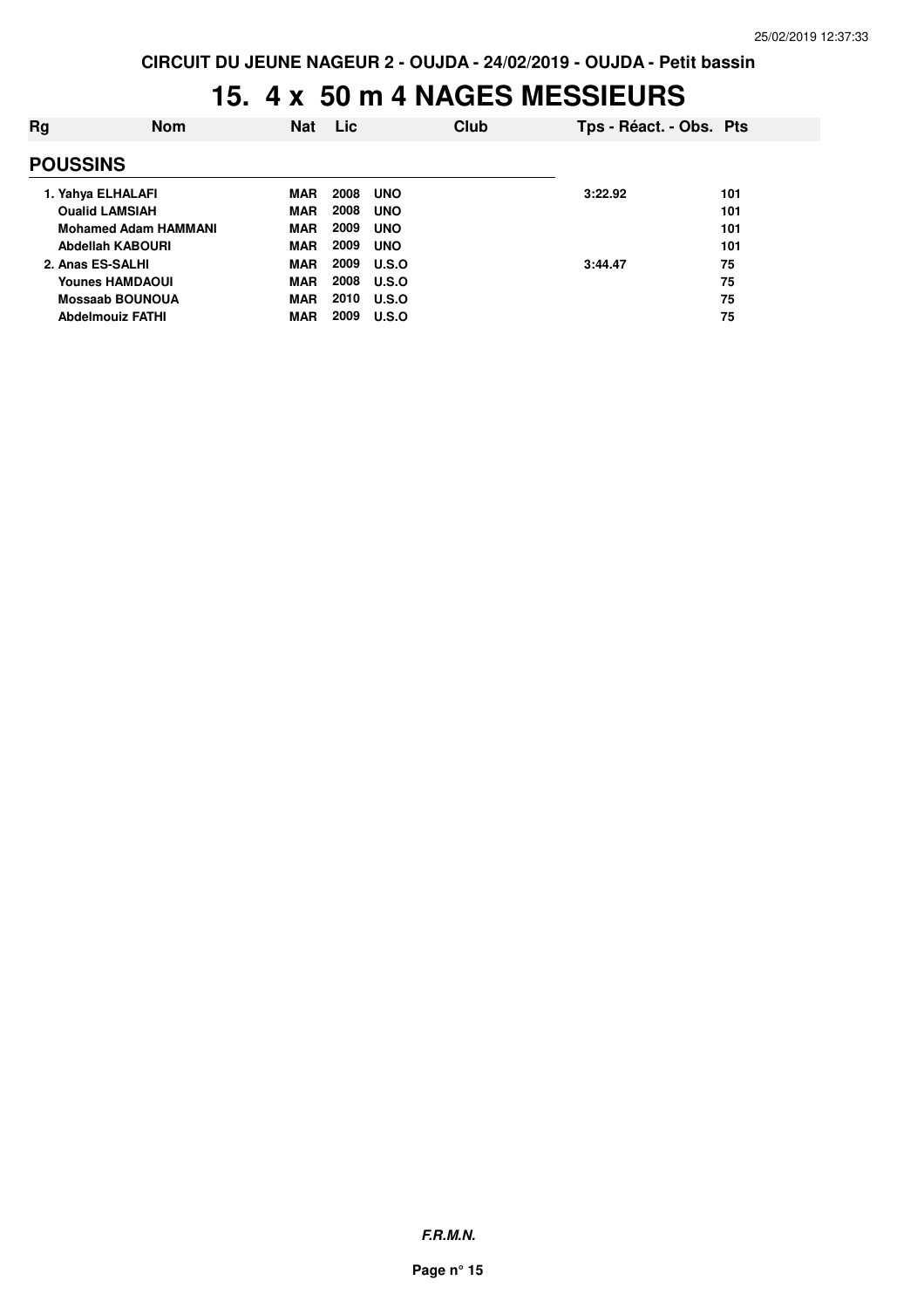# 15. 4 x 50 m 4 NAGES MESSIEURS

| Rg | Nom | Nat | Lic | Club | Tps - Réact. - Obs. | Pts |
|---|---|---|---|---|---|---|
| **POUSSINS** | | | | | | |
| 1. | Yahya ELHALAFI | MAR | 2008 | UNO | 3:22.92 | 101 |
| | Oualid LAMSIAH | MAR | 2008 | UNO | | 101 |
| | Mohamed Adam HAMMANI | MAR | 2009 | UNO | | 101 |
| | Abdellah KABOURI | MAR | 2009 | UNO | | 101 |
| 2. | Anas ES-SALHI | MAR | 2009 | U.S.O | 3:44.47 | 75 |
| | Younes HAMDAOUI | MAR | 2008 | U.S.O | | 75 |
| | Mossaab BOUNOUA | MAR | 2010 | U.S.O | | 75 |
| | Abdelmouiz FATHI | MAR | 2009 | U.S.O | | 75 |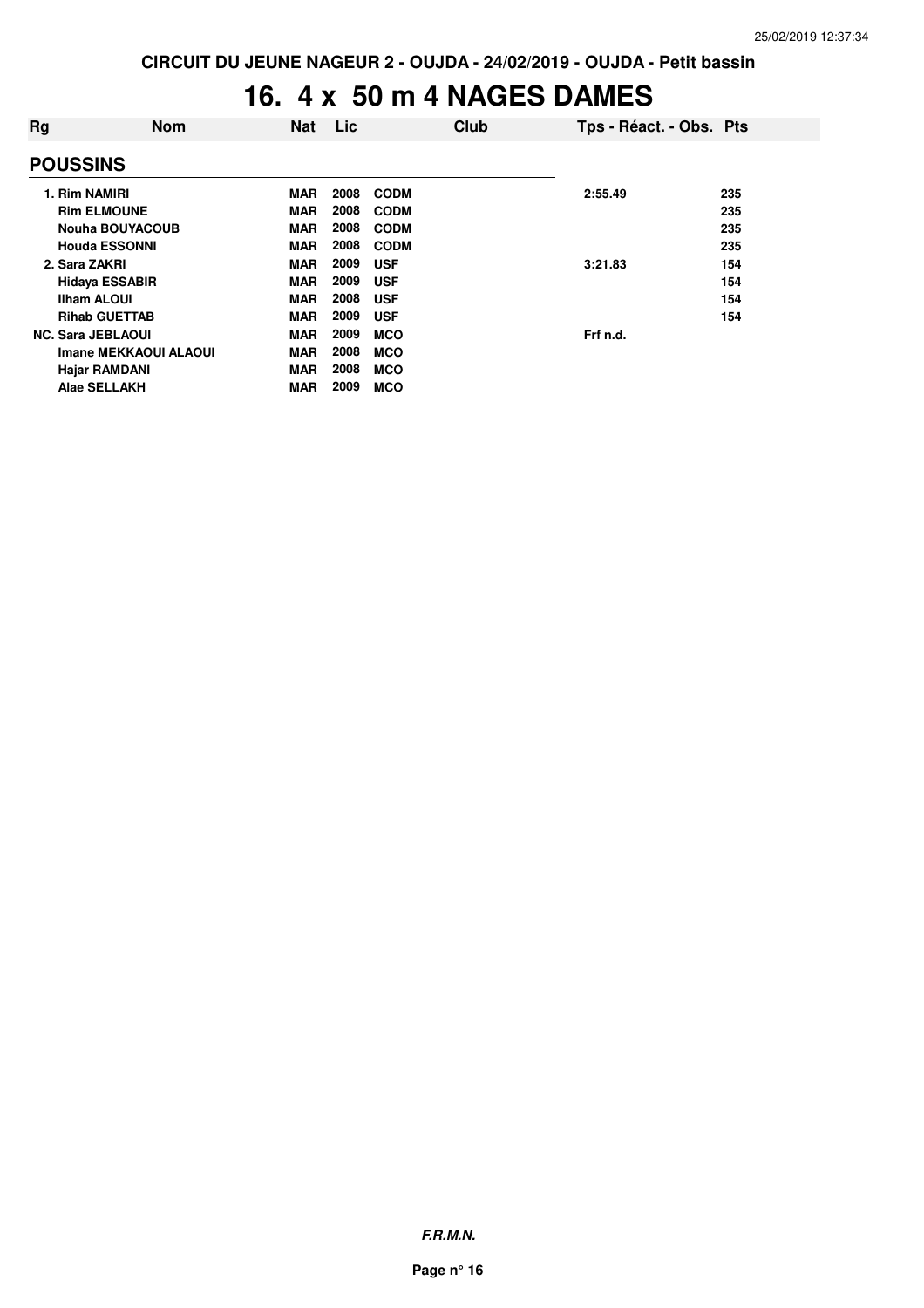# 16. 4 x 50 m 4 NAGES DAMES

| Rg | Nom | Nat | Lic | Club | Tps - Réact. - Obs. | Pts |
|---|---|---|---|---|---|---|
| **POUSSINS** | | | | | | |
| 1. | Rim NAMIRI | MAR | 2008 | CODM | 2:55.49 | 235 |
| | Rim ELMOUNE | MAR | 2008 | CODM | | 235 |
| | Nouha BOUYACOUB | MAR | 2008 | CODM | | 235 |
| | Houda ESSONNI | MAR | 2008 | CODM | | 235 |
| 2. | Sara ZAKRI | MAR | 2009 | USF | 3:21.83 | 154 |
| | Hidaya ESSABIR | MAR | 2009 | USF | | 154 |
| | Ilham ALOUI | MAR | 2008 | USF | | 154 |
| | Rihab GUETTAB | MAR | 2009 | USF | | 154 |
| NC. | Sara JEBLAOUI | MAR | 2009 | MCO | Frf n.d. | |
| | Imane MEKKAOUI ALAOUI | MAR | 2008 | MCO | | |
| | Hajar RAMDANI | MAR | 2008 | MCO | | |
| | Alae SELLAKH | MAR | 2009 | MCO | | |